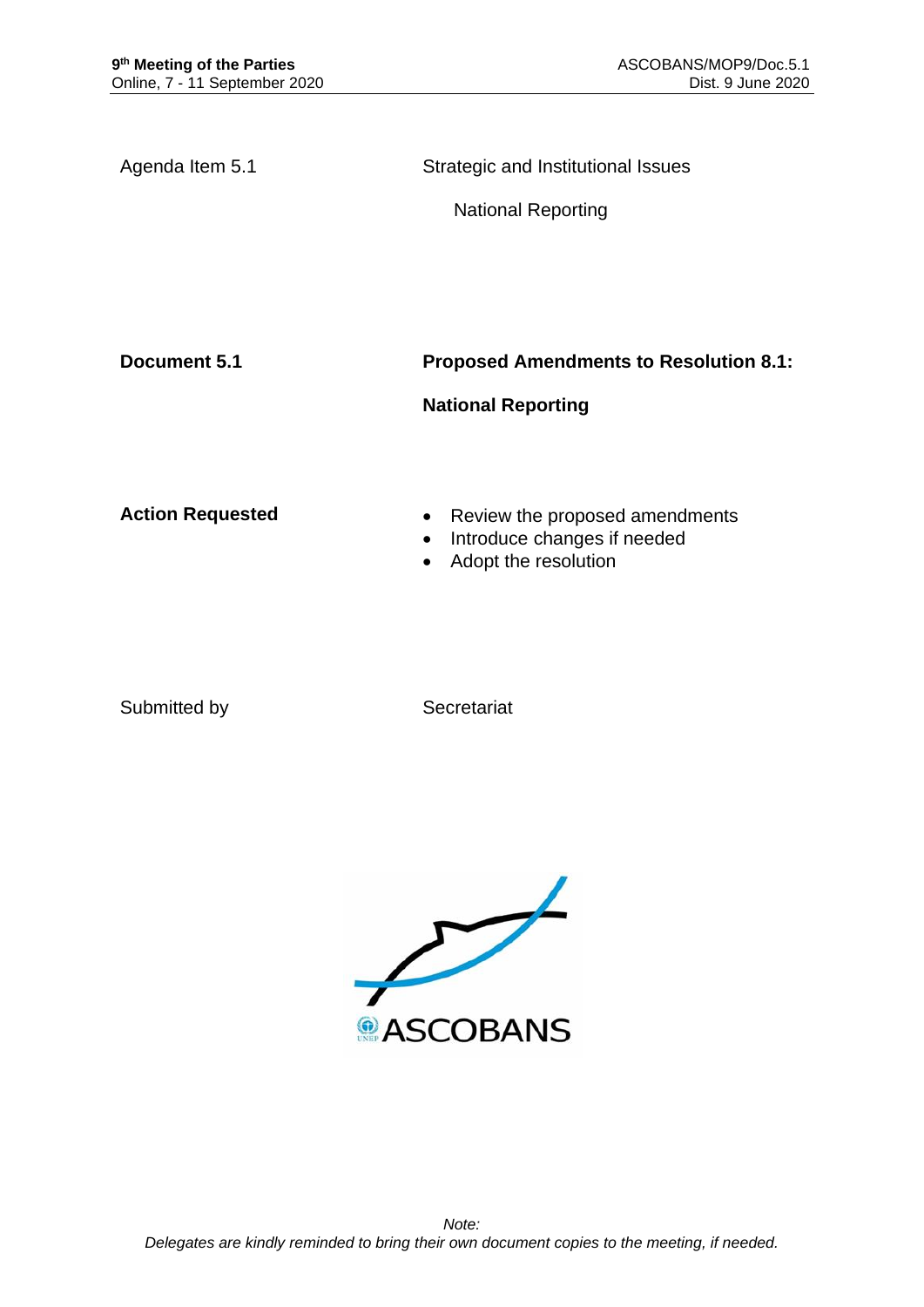Agenda Item 5.1

Strategic and Institutional Issues

National Reporting

**Document 5.1**

**Proposed Amendments to Resolution 8.1:**

**National Reporting**

**Action Requested**

- Review the proposed amendments
- Introduce changes if needed
- Adopt the resolution

Submitted by

Secretariat

ASCOBANS

*Note:*
*Delegates are kindly reminded to bring their own document copies to the meeting, if needed.*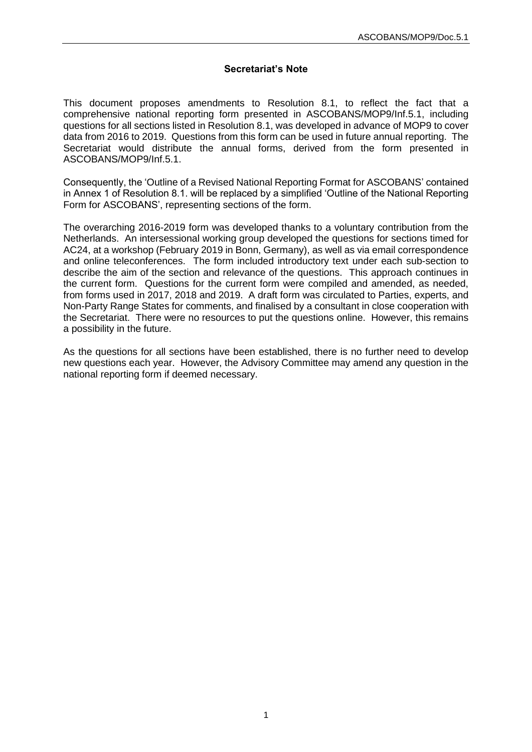## Secretariat's Note

This document proposes amendments to Resolution 8.1, to reflect the fact that a comprehensive national reporting form presented in ASCOBANS/MOP9/Inf.5.1, including questions for all sections listed in Resolution 8.1, was developed in advance of MOP9 to cover data from 2016 to 2019. Questions from this form can be used in future annual reporting. The Secretariat would distribute the annual forms, derived from the form presented in ASCOBANS/MOP9/Inf.5.1.

Consequently, the 'Outline of a Revised National Reporting Format for ASCOBANS' contained in Annex 1 of Resolution 8.1. will be replaced by a simplified 'Outline of the National Reporting Form for ASCOBANS', representing sections of the form.

The overarching 2016-2019 form was developed thanks to a voluntary contribution from the Netherlands. An intersessional working group developed the questions for sections timed for AC24, at a workshop (February 2019 in Bonn, Germany), as well as via email correspondence and online teleconferences. The form included introductory text under each sub-section to describe the aim of the section and relevance of the questions. This approach continues in the current form. Questions for the current form were compiled and amended, as needed, from forms used in 2017, 2018 and 2019. A draft form was circulated to Parties, experts, and Non-Party Range States for comments, and finalised by a consultant in close cooperation with the Secretariat. There were no resources to put the questions online. However, this remains a possibility in the future.

As the questions for all sections have been established, there is no further need to develop new questions each year. However, the Advisory Committee may amend any question in the national reporting form if deemed necessary.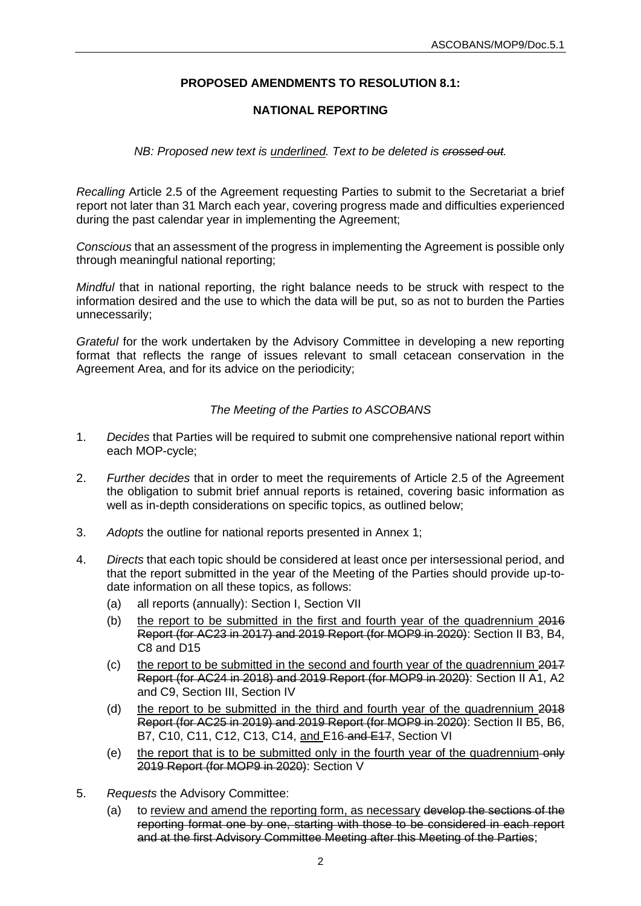**PROPOSED AMENDMENTS TO RESOLUTION 8.1:**

**NATIONAL REPORTING**

*NB: Proposed new text is <u>underlined</u>. Text to be deleted is ~~crossed out~~.*

*Recalling* Article 2.5 of the Agreement requesting Parties to submit to the Secretariat a brief report not later than 31 March each year, covering progress made and difficulties experienced during the past calendar year in implementing the Agreement;

*Conscious* that an assessment of the progress in implementing the Agreement is possible only through meaningful national reporting;

*Mindful* that in national reporting, the right balance needs to be struck with respect to the information desired and the use to which the data will be put, so as not to burden the Parties unnecessarily;

*Grateful* for the work undertaken by the Advisory Committee in developing a new reporting format that reflects the range of issues relevant to small cetacean conservation in the Agreement Area, and for its advice on the periodicity;

*The Meeting of the Parties to ASCOBANS*

1. *Decides* that Parties will be required to submit one comprehensive national report within each MOP-cycle;

2. *Further decides* that in order to meet the requirements of Article 2.5 of the Agreement the obligation to submit brief annual reports is retained, covering basic information as well as in-depth considerations on specific topics, as outlined below;

3. *Adopts* the outline for national reports presented in Annex 1;

4. *Directs* that each topic should be considered at least once per intersessional period, and that the report submitted in the year of the Meeting of the Parties should provide up-to-date information on all these topics, as follows:
   - (a) all reports (annually): Section I, Section VII
   - (b) <u>the report to be submitted in the first and fourth year of the quadrennium</u> ~~2016 Report (for AC23 in 2017) and 2019 Report (for MOP9 in 2020)~~: Section II B3, B4, C8 and D15
   - (c) <u>the report to be submitted in the second and fourth year of the quadrennium</u> ~~2017 Report (for AC24 in 2018) and 2019 Report (for MOP9 in 2020)~~: Section II A1, A2 and C9, Section III, Section IV
   - (d) <u>the report to be submitted in the third and fourth year of the quadrennium</u> ~~2018 Report (for AC25 in 2019) and 2019 Report (for MOP9 in 2020)~~: Section II B5, B6, B7, C10, C11, C12, C13, C14, <u>and</u> E16 ~~and E17~~, Section VI
   - (e) <u>the report that is to be submitted only in the fourth year of the quadrennium</u> ~~only 2019 Report (for MOP9 in 2020)~~: Section V

5. *Requests* the Advisory Committee:
   - (a) to <u>review and amend the reporting form, as necessary</u> ~~develop the sections of the reporting format one by one, starting with those to be considered in each report and at the first Advisory Committee Meeting after this Meeting of the Parties~~;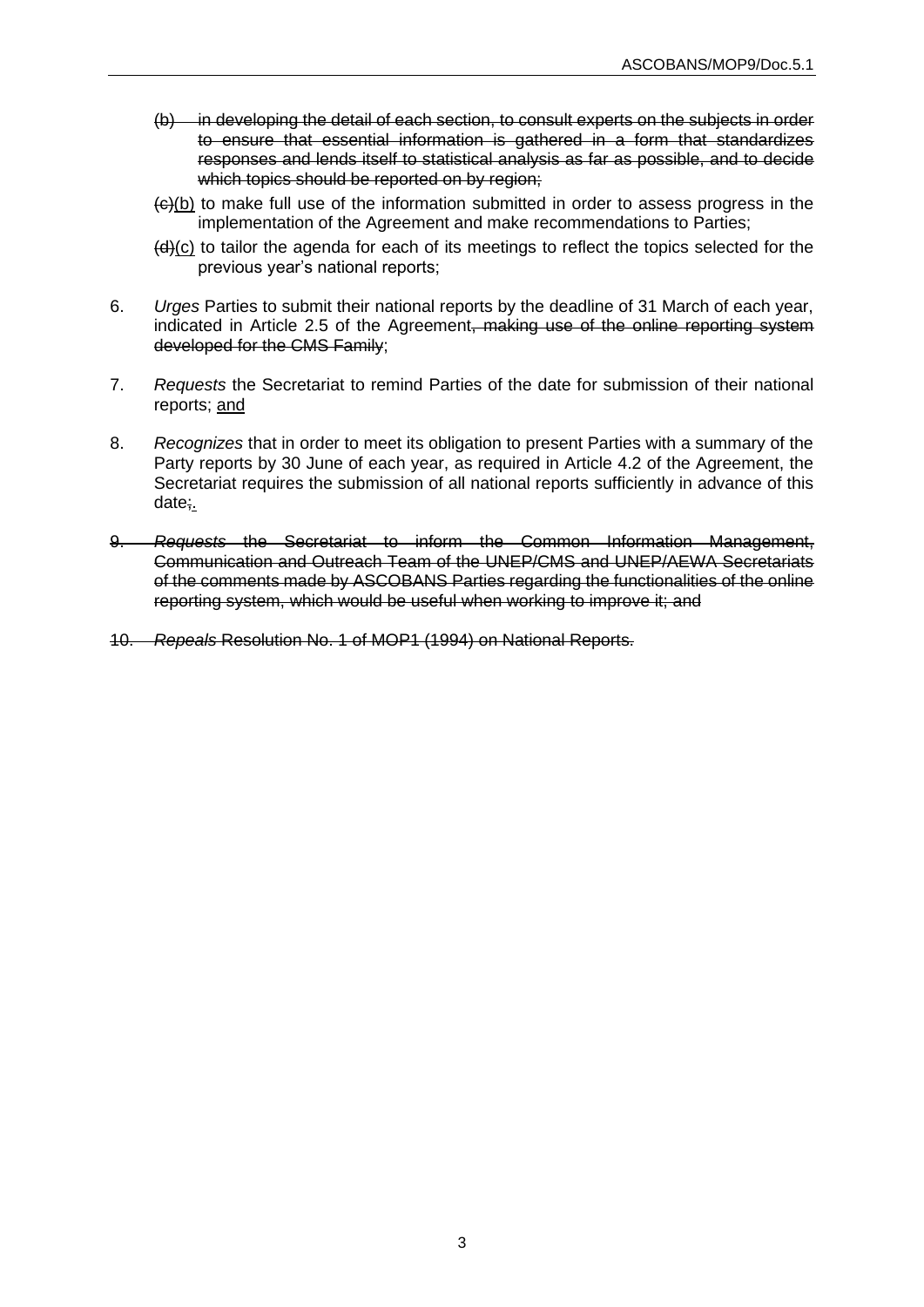~~(b) in developing the detail of each section, to consult experts on the subjects in order to ensure that essential information is gathered in a form that standardizes responses and lends itself to statistical analysis as far as possible, and to decide which topics should be reported on by region;~~

~~(c)~~<u>(b)</u> to make full use of the information submitted in order to assess progress in the implementation of the Agreement and make recommendations to Parties;

~~(d)~~<u>(c)</u> to tailor the agenda for each of its meetings to reflect the topics selected for the previous year's national reports;

6. *Urges* Parties to submit their national reports by the deadline of 31 March of each year, indicated in Article 2.5 of the Agreement~~, making use of the online reporting system developed for the CMS Family~~;

7. *Requests* the Secretariat to remind Parties of the date for submission of their national reports; <u>and</u>

8. *Recognizes* that in order to meet its obligation to present Parties with a summary of the Party reports by 30 June of each year, as required in Article 4.2 of the Agreement, the Secretariat requires the submission of all national reports sufficiently in advance of this date~~;~~<u>.</u>

~~9. *Requests* the Secretariat to inform the Common Information Management, Communication and Outreach Team of the UNEP/CMS and UNEP/AEWA Secretariats of the comments made by ASCOBANS Parties regarding the functionalities of the online reporting system, which would be useful when working to improve it; and~~

~~10. *Repeals* Resolution No. 1 of MOP1 (1994) on National Reports.~~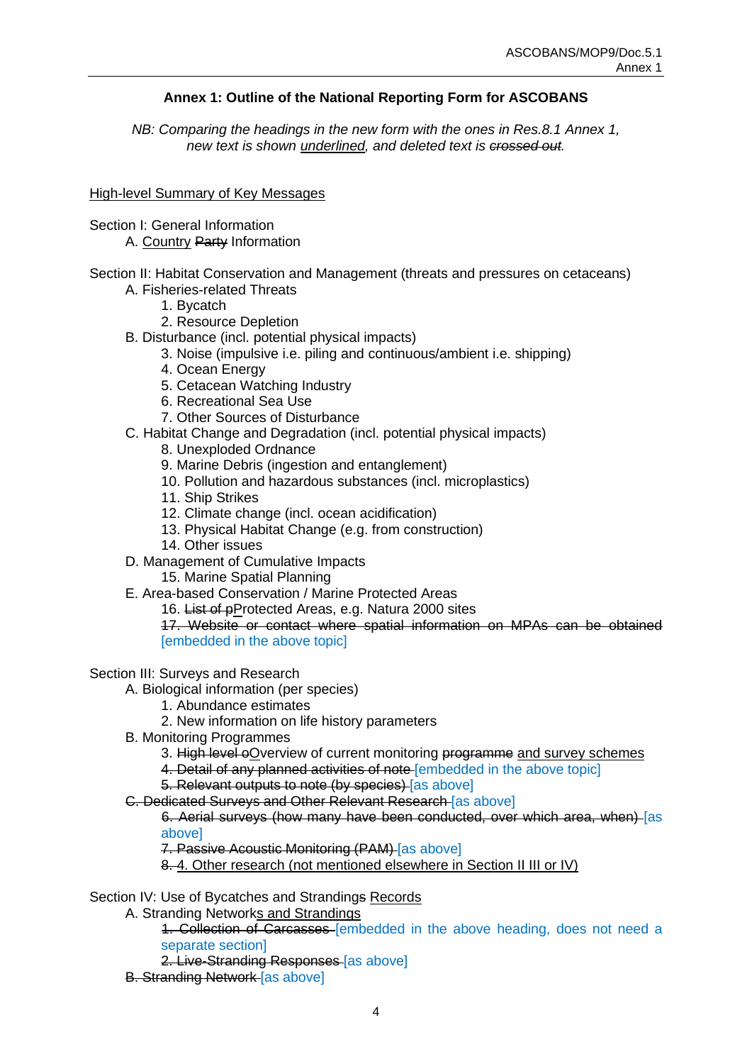## Annex 1: Outline of the National Reporting Form for ASCOBANS

*NB: Comparing the headings in the new form with the ones in Res.8.1 Annex 1, new text is shown <u>underlined</u>, and deleted text is ~~crossed out~~.*

<u>High-level Summary of Key Messages</u>

Section I: General Information

- A. <u>Country</u> ~~Party~~ Information

Section II: Habitat Conservation and Management (threats and pressures on cetaceans)

- A. Fisheries-related Threats
  1. Bycatch
  2. Resource Depletion
- B. Disturbance (incl. potential physical impacts)
  3. Noise (impulsive i.e. piling and continuous/ambient i.e. shipping)
  4. Ocean Energy
  5. Cetacean Watching Industry
  6. Recreational Sea Use
  7. Other Sources of Disturbance
- C. Habitat Change and Degradation (incl. potential physical impacts)
  8. Unexploded Ordnance
  9. Marine Debris (ingestion and entanglement)
  10. Pollution and hazardous substances (incl. microplastics)
  11. Ship Strikes
  12. Climate change (incl. ocean acidification)
  13. Physical Habitat Change (e.g. from construction)
  14. Other issues
- D. Management of Cumulative Impacts
  15. Marine Spatial Planning
- E. Area-based Conservation / Marine Protected Areas
  16. ~~List of p~~<u>P</u>rotected Areas, e.g. Natura 2000 sites
  ~~17. Website or contact where spatial information on MPAs can be obtained~~ [embedded in the above topic]

Section III: Surveys and Research

- A. Biological information (per species)
  1. Abundance estimates
  2. New information on life history parameters
- B. Monitoring Programmes
  3. ~~High level o~~<u>O</u>verview of current monitoring ~~programme~~ <u>and survey schemes</u>
  ~~4. Detail of any planned activities of note~~ [embedded in the above topic]
  ~~5. Relevant outputs to note (by species)~~ [as above]
- ~~C. Dedicated Surveys and Other Relevant Research~~ [as above]
  ~~6. Aerial surveys (how many have been conducted, over which area, when)~~ [as above]
  ~~7. Passive Acoustic Monitoring (PAM)~~ [as above]
  ~~8.~~ <u>4. Other research (not mentioned elsewhere in Section II III or IV)</u>

Section IV: Use of Bycatches and Strandings <u>Records</u>

- A. Stranding Network<u>s and Strandings</u>
  ~~1. Collection of Carcasses~~ [embedded in the above heading, does not need a separate section]
  ~~2. Live-Stranding Responses~~ [as above]
- ~~B. Stranding Network~~ [as above]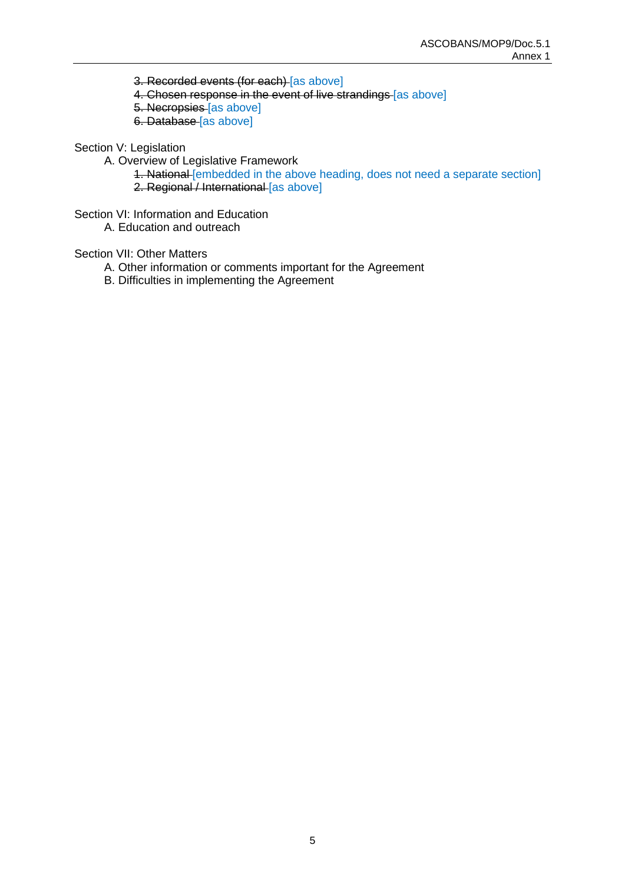3. ~~Recorded events (for each)~~ [as above]
4. ~~Chosen response in the event of live strandings~~ [as above]
5. ~~Necropsies~~ [as above]
6. ~~Database~~ [as above]

Section V: Legislation

A. Overview of Legislative Framework

1. ~~National~~ [embedded in the above heading, does not need a separate section]
2. ~~Regional / International~~ [as above]

Section VI: Information and Education

A. Education and outreach

Section VII: Other Matters

A. Other information or comments important for the Agreement

B. Difficulties in implementing the Agreement